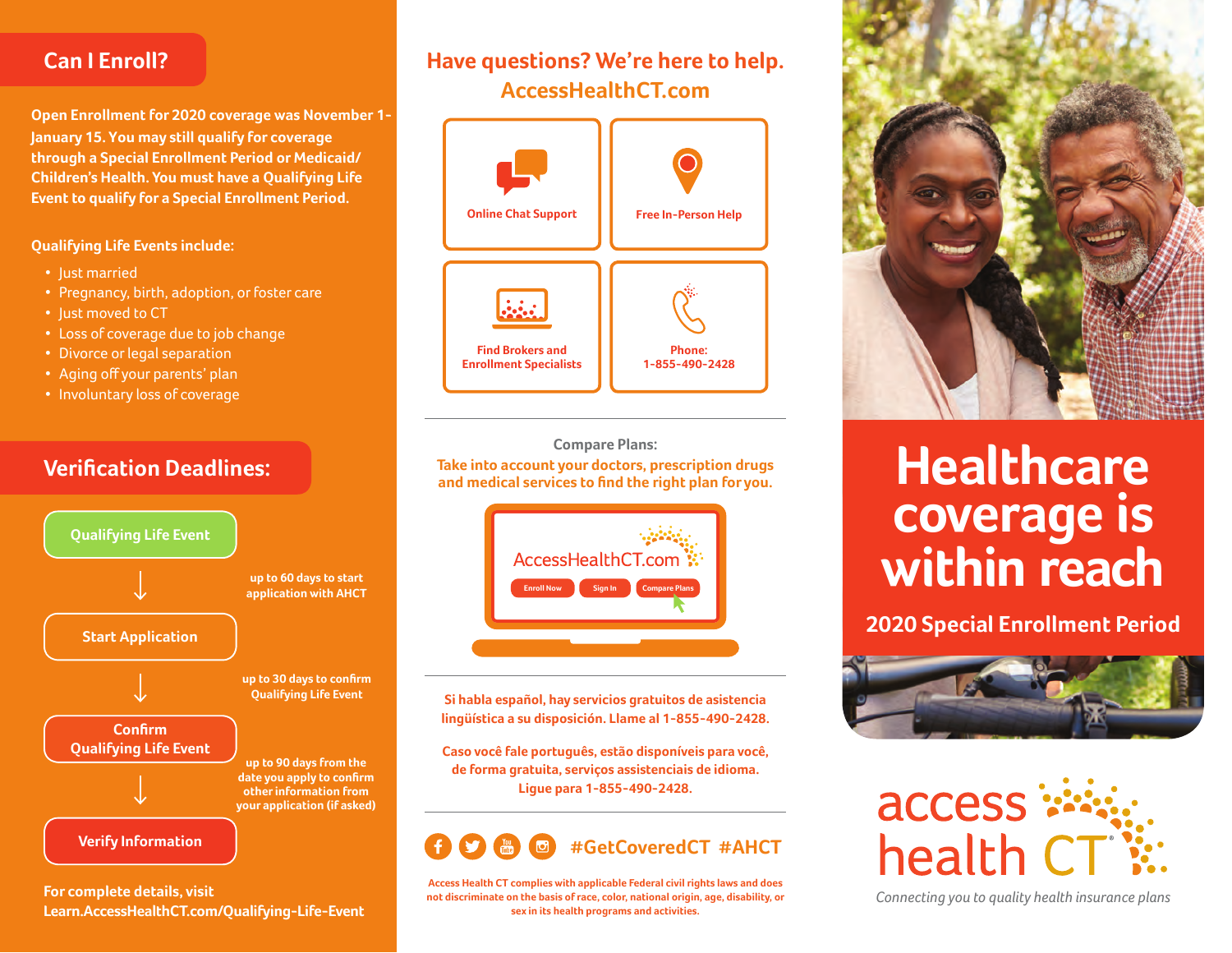## Can I Enroll?

**Open Enrollment for 2020 coverage was November 1-January 15. You may still qualify for coverage through a Special Enrollment Period or Medicaid/Children's Health. You must have a Qualifying Life Event to qualify for a Special Enrollment Period.**

**Qualifying Life Events include:**

- Just married
- Pregnancy, birth, adoption, or foster care
- Just moved to CT
- Loss of coverage due to job change
- Divorce or legal separation
- Aging off your parents' plan
- Involuntary loss of coverage

## Verification Deadlines:

**Qualifying Life Event**

↓ up to 60 days to start application with AHCT

**Start Application**

↓ up to 30 days to confirm Qualifying Life Event

**Confirm Qualifying Life Event**

↓ up to 90 days from the date you apply to confirm other information from your application (if asked)

**Verify Information**

**For complete details, visit Learn.AccessHealthCT.com/Qualifying-Life-Event**

## Have questions? We're here to help.

## AccessHealthCT.com

- Online Chat Support
- Free In-Person Help
- Find Brokers and Enrollment Specialists
- Phone: 1-855-490-2428

**Compare Plans:**

Take into account your doctors, prescription drugs and medical services to find the right plan for you.

AccessHealthCT.com

Enroll Now | Sign In | Compare Plans

Si habla español, hay servicios gratuitos de asistencia lingüística a su disposición. Llame al 1-855-490-2428.

Caso você fale português, estão disponíveis para você, de forma gratuita, serviços assistenciais de idioma. Ligue para 1-855-490-2428.

#GetCoveredCT #AHCT

Access Health CT complies with applicable Federal civil rights laws and does not discriminate on the basis of race, color, national origin, age, disability, or sex in its health programs and activities.

# Healthcare coverage is within reach

## 2020 Special Enrollment Period

access health CT®

*Connecting you to quality health insurance plans*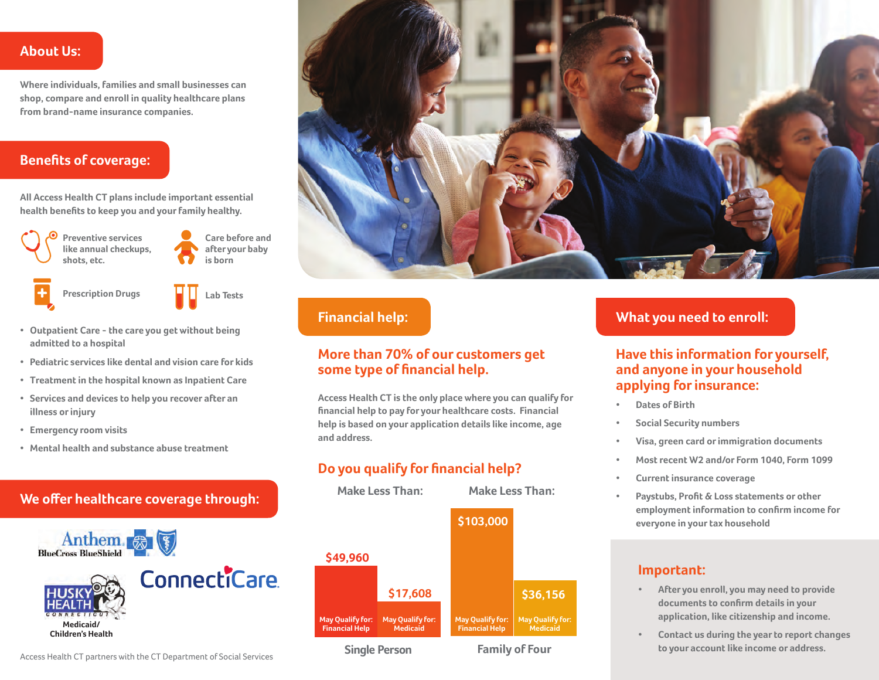## About Us:

Where individuals, families and small businesses can shop, compare and enroll in quality healthcare plans from brand-name insurance companies.

## Benefits of coverage:

All Access Health CT plans include important essential health benefits to keep you and your family healthy.

- Preventive services like annual checkups, shots, etc.
- Care before and after your baby is born
- Prescription Drugs
- Lab Tests

- Outpatient Care - the care you get without being admitted to a hospital
- Pediatric services like dental and vision care for kids
- Treatment in the hospital known as Inpatient Care
- Services and devices to help you recover after an illness or injury
- Emergency room visits
- Mental health and substance abuse treatment

## We offer healthcare coverage through:

Anthem BlueCross BlueShield

ConnectiCare

HUSKY HEALTH CONNECTICUT

Medicaid/ Children's Health

Access Health CT partners with the CT Department of Social Services

## Financial help:

### More than 70% of our customers get some type of financial help.

Access Health CT is the only place where you can qualify for financial help to pay for your healthcare costs. Financial help is based on your application details like income, age and address.

### Do you qualify for financial help?

Single Person

Make Less Than:

$49,960
May Qualify for: Financial Help

$17,608
May Qualify for: Medicaid

Family of Four

Make Less Than:

$103,000
May Qualify for: Financial Help

$36,156
May Qualify for: Medicaid

## What you need to enroll:

### Have this information for yourself, and anyone in your household applying for insurance:

- Dates of Birth
- Social Security numbers
- Visa, green card or immigration documents
- Most recent W2 and/or Form 1040, Form 1099
- Current insurance coverage
- Paystubs, Profit & Loss statements or other employment information to confirm income for everyone in your tax household

### Important:

- After you enroll, you may need to provide documents to confirm details in your application, like citizenship and income.
- Contact us during the year to report changes to your account like income or address.